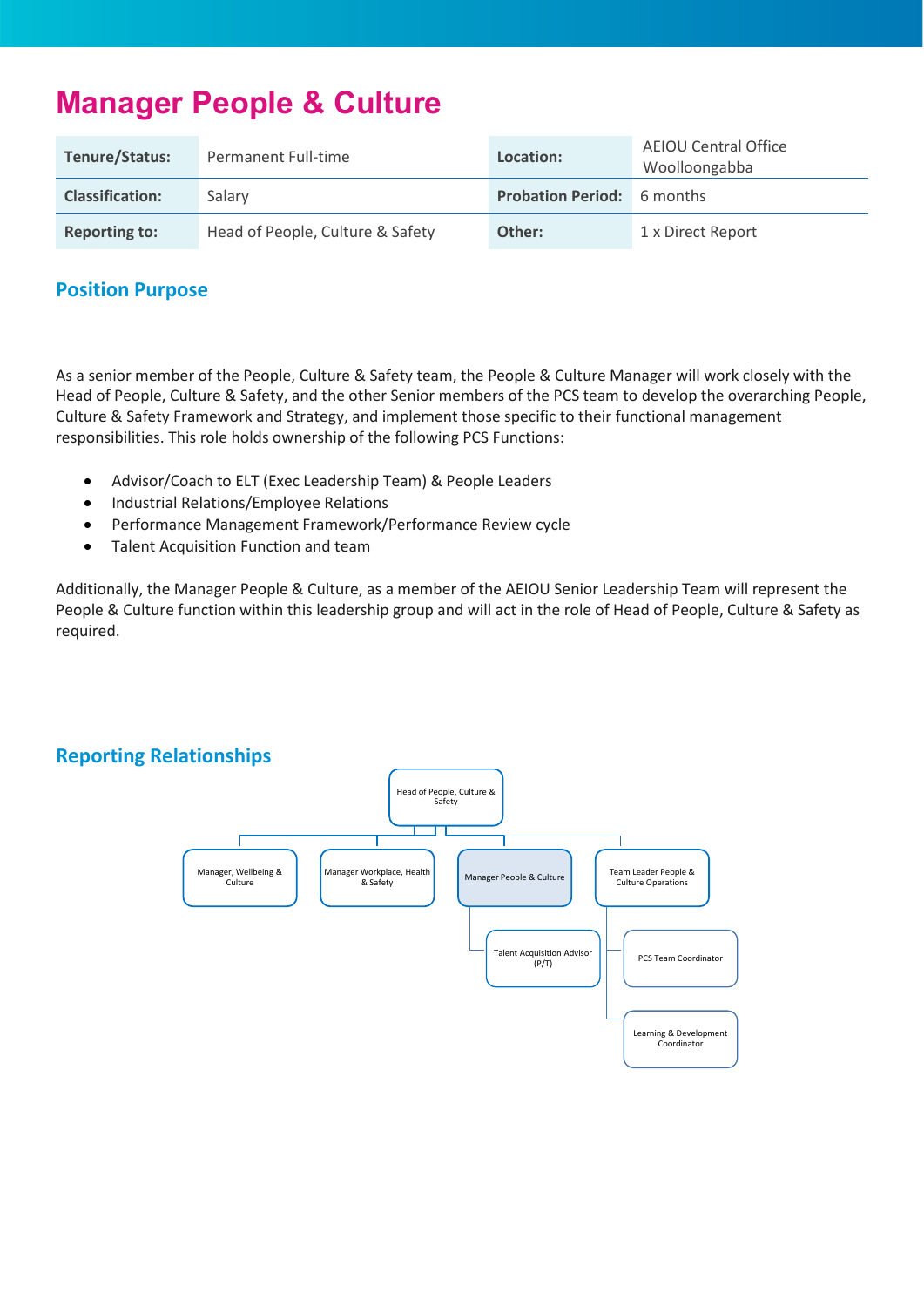# Manager People & Culture

| Tenure/Status: | Permanent Full-time | Location: | AEIOU Central Office Woolloongabba |
|---|---|---|---|
| Classification: | Salary | Probation Period: | 6 months |
| Reporting to: | Head of People, Culture & Safety | Other: | 1 x Direct Report |

## Position Purpose

As a senior member of the People, Culture & Safety team, the People & Culture Manager will work closely with the Head of People, Culture & Safety, and the other Senior members of the PCS team to develop the overarching People, Culture & Safety Framework and Strategy, and implement those specific to their functional management responsibilities. This role holds ownership of the following PCS Functions:

- Advisor/Coach to ELT (Exec Leadership Team) & People Leaders
- Industrial Relations/Employee Relations
- Performance Management Framework/Performance Review cycle
- Talent Acquisition Function and team

Additionally, the Manager People & Culture, as a member of the AEIOU Senior Leadership Team will represent the People & Culture function within this leadership group and will act in the role of Head of People, Culture & Safety as required.

## Reporting Relationships

- Head of People, Culture & Safety
  - Manager, Wellbeing & Culture
  - Manager Workplace, Health & Safety
  - Manager People & Culture
    - Talent Acquisition Advisor (P/T)
  - Team Leader People & Culture Operations
    - PCS Team Coordinator
    - Learning & Development Coordinator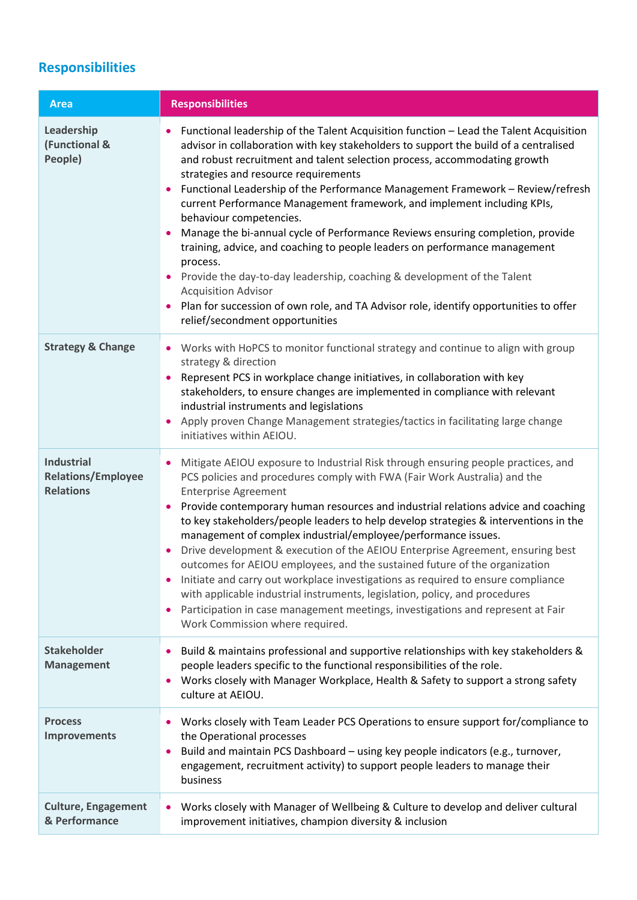## Responsibilities

| Area | Responsibilities |
|---|---|
| **Leadership (Functional & People)** | • Functional leadership of the Talent Acquisition function – Lead the Talent Acquisition advisor in collaboration with key stakeholders to support the build of a centralised and robust recruitment and talent selection process, accommodating growth strategies and resource requirements<br>• Functional Leadership of the Performance Management Framework – Review/refresh current Performance Management framework, and implement including KPIs, behaviour competencies.<br>• Manage the bi-annual cycle of Performance Reviews ensuring completion, provide training, advice, and coaching to people leaders on performance management process.<br>• Provide the day-to-day leadership, coaching & development of the Talent Acquisition Advisor<br>• Plan for succession of own role, and TA Advisor role, identify opportunities to offer relief/secondment opportunities |
| **Strategy & Change** | • Works with HoPCS to monitor functional strategy and continue to align with group strategy & direction<br>• Represent PCS in workplace change initiatives, in collaboration with key stakeholders, to ensure changes are implemented in compliance with relevant industrial instruments and legislations<br>• Apply proven Change Management strategies/tactics in facilitating large change initiatives within AEIOU. |
| **Industrial Relations/Employee Relations** | • Mitigate AEIOU exposure to Industrial Risk through ensuring people practices, and PCS policies and procedures comply with FWA (Fair Work Australia) and the Enterprise Agreement<br>• Provide contemporary human resources and industrial relations advice and coaching to key stakeholders/people leaders to help develop strategies & interventions in the management of complex industrial/employee/performance issues.<br>• Drive development & execution of the AEIOU Enterprise Agreement, ensuring best outcomes for AEIOU employees, and the sustained future of the organization<br>• Initiate and carry out workplace investigations as required to ensure compliance with applicable industrial instruments, legislation, policy, and procedures<br>• Participation in case management meetings, investigations and represent at Fair Work Commission where required. |
| **Stakeholder Management** | • Build & maintains professional and supportive relationships with key stakeholders & people leaders specific to the functional responsibilities of the role.<br>• Works closely with Manager Workplace, Health & Safety to support a strong safety culture at AEIOU. |
| **Process Improvements** | • Works closely with Team Leader PCS Operations to ensure support for/compliance to the Operational processes<br>• Build and maintain PCS Dashboard – using key people indicators (e.g., turnover, engagement, recruitment activity) to support people leaders to manage their business |
| **Culture, Engagement & Performance** | • Works closely with Manager of Wellbeing & Culture to develop and deliver cultural improvement initiatives, champion diversity & inclusion |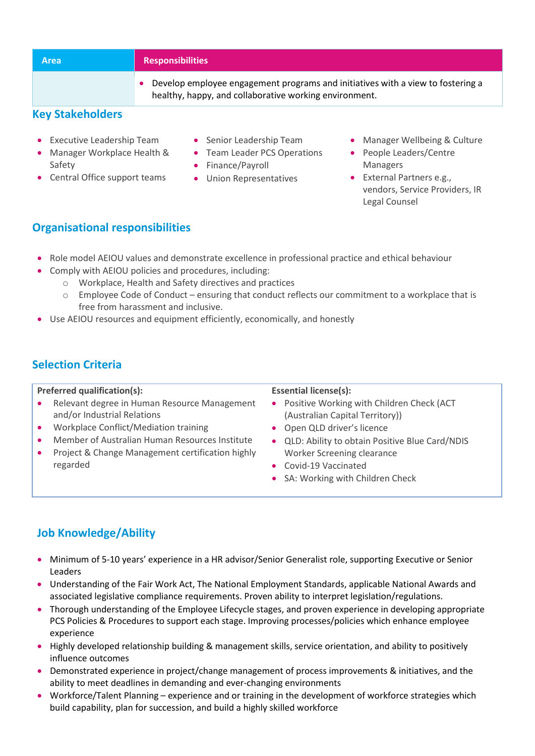| Area | Responsibilities |
|---|---|
| | • Develop employee engagement programs and initiatives with a view to fostering a healthy, happy, and collaborative working environment. |

## Key Stakeholders

- Executive Leadership Team
- Manager Workplace Health & Safety
- Central Office support teams
- Senior Leadership Team
- Team Leader PCS Operations
- Finance/Payroll
- Union Representatives
- Manager Wellbeing & Culture
- People Leaders/Centre Managers
- External Partners e.g., vendors, Service Providers, IR Legal Counsel

## Organisational responsibilities

- Role model AEIOU values and demonstrate excellence in professional practice and ethical behaviour
- Comply with AEIOU policies and procedures, including:
  - Workplace, Health and Safety directives and practices
  - Employee Code of Conduct – ensuring that conduct reflects our commitment to a workplace that is free from harassment and inclusive.
- Use AEIOU resources and equipment efficiently, economically, and honestly

## Selection Criteria

**Preferred qualification(s):**

- Relevant degree in Human Resource Management and/or Industrial Relations
- Workplace Conflict/Mediation training
- Member of Australian Human Resources Institute
- Project & Change Management certification highly regarded

**Essential license(s):**

- Positive Working with Children Check (ACT (Australian Capital Territory))
- Open QLD driver's licence
- QLD: Ability to obtain Positive Blue Card/NDIS Worker Screening clearance
- Covid-19 Vaccinated
- SA: Working with Children Check

## Job Knowledge/Ability

- Minimum of 5-10 years' experience in a HR advisor/Senior Generalist role, supporting Executive or Senior Leaders
- Understanding of the Fair Work Act, The National Employment Standards, applicable National Awards and associated legislative compliance requirements. Proven ability to interpret legislation/regulations.
- Thorough understanding of the Employee Lifecycle stages, and proven experience in developing appropriate PCS Policies & Procedures to support each stage. Improving processes/policies which enhance employee experience
- Highly developed relationship building & management skills, service orientation, and ability to positively influence outcomes
- Demonstrated experience in project/change management of process improvements & initiatives, and the ability to meet deadlines in demanding and ever-changing environments
- Workforce/Talent Planning – experience and or training in the development of workforce strategies which build capability, plan for succession, and build a highly skilled workforce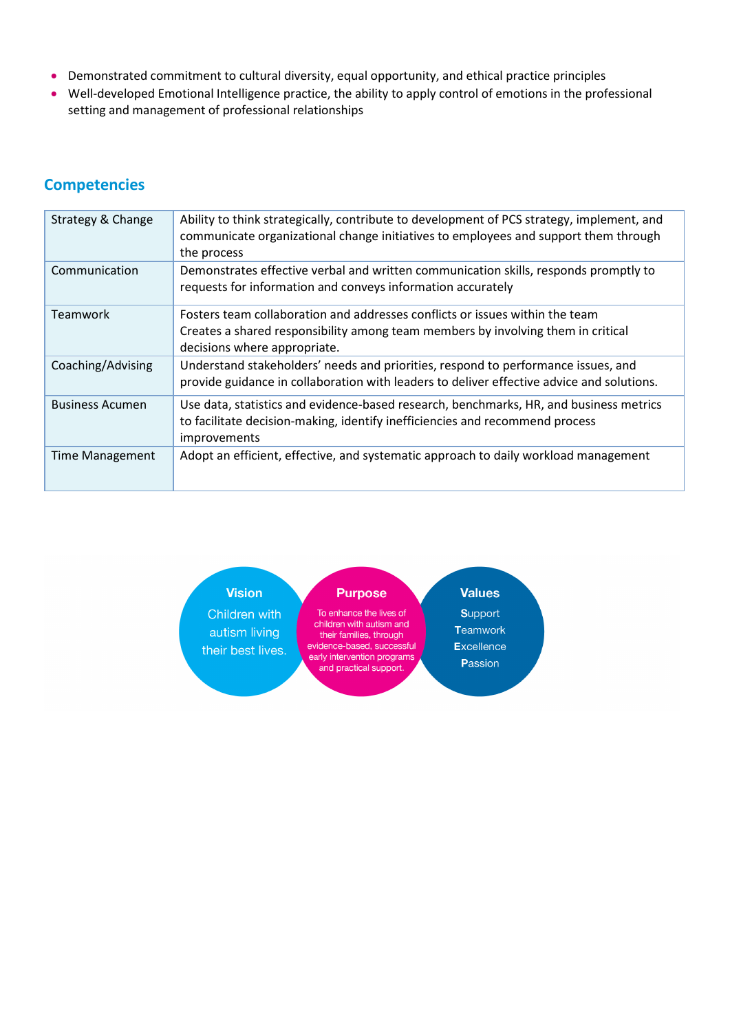- Demonstrated commitment to cultural diversity, equal opportunity, and ethical practice principles
- Well-developed Emotional Intelligence practice, the ability to apply control of emotions in the professional setting and management of professional relationships

## Competencies

| | |
|---|---|
| Strategy & Change | Ability to think strategically, contribute to development of PCS strategy, implement, and communicate organizational change initiatives to employees and support them through the process |
| Communication | Demonstrates effective verbal and written communication skills, responds promptly to requests for information and conveys information accurately |
| Teamwork | Fosters team collaboration and addresses conflicts or issues within the team<br>Creates a shared responsibility among team members by involving them in critical decisions where appropriate. |
| Coaching/Advising | Understand stakeholders' needs and priorities, respond to performance issues, and provide guidance in collaboration with leaders to deliver effective advice and solutions. |
| Business Acumen | Use data, statistics and evidence-based research, benchmarks, HR, and business metrics to facilitate decision-making, identify inefficiencies and recommend process improvements |
| Time Management | Adopt an efficient, effective, and systematic approach to daily workload management |

**Vision**
Children with autism living their best lives.

**Purpose**
To enhance the lives of children with autism and their families, through evidence-based, successful early intervention programs and practical support.

**Values**
**S**upport
**T**eamwork
**E**xcellence
**P**assion